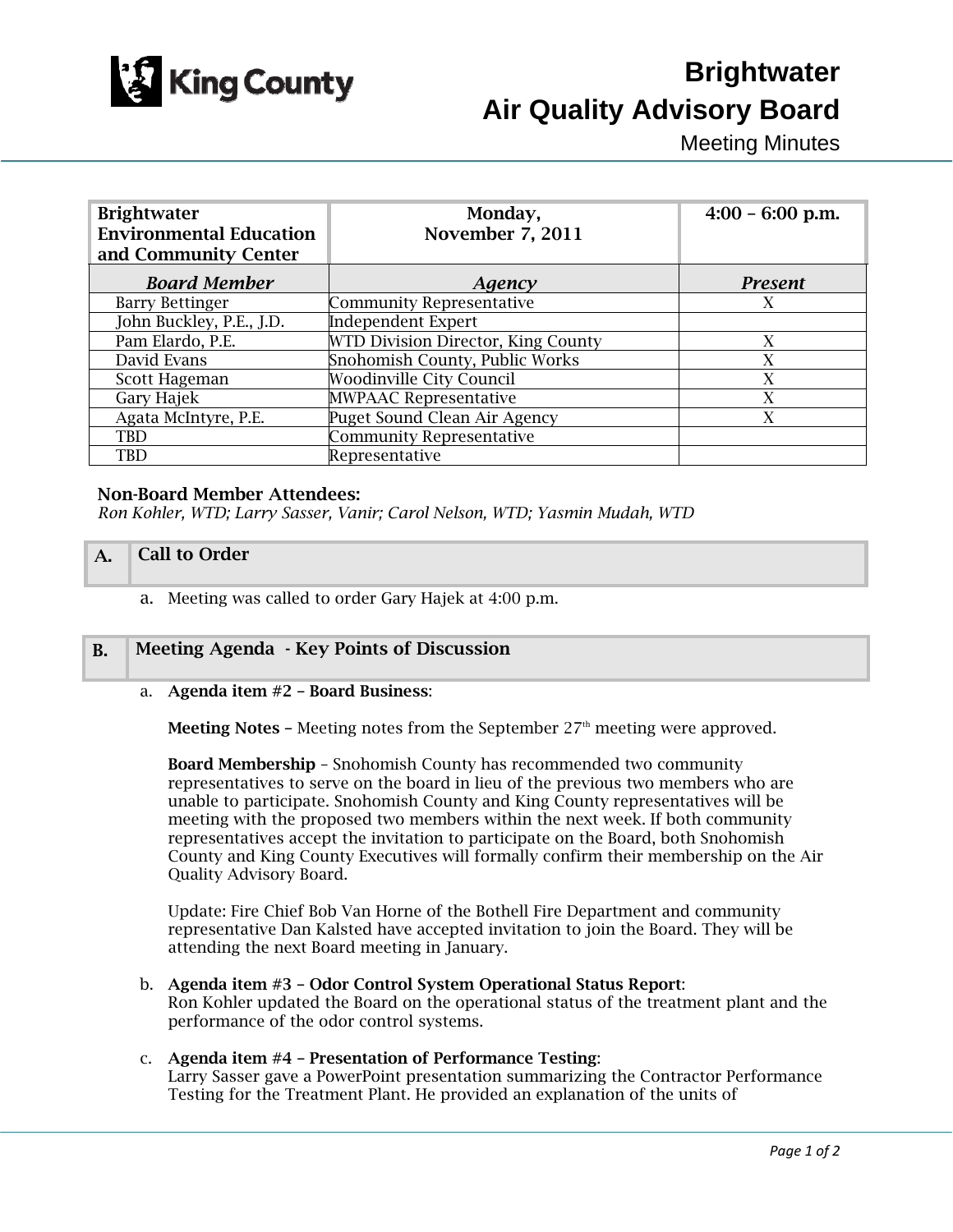# Brightwater Air Quality Advisory Board

Meeting Minutes

| Brightwater Environmental Education and Community Center | Monday, November 7, 2011 | 4:00 – 6:00 p.m. |
|---|---|---|
| ***Board Member*** | ***Agency*** | ***Present*** |
| Barry Bettinger | Community Representative | X |
| John Buckley, P.E., J.D. | Independent Expert | |
| Pam Elardo, P.E. | WTD Division Director, King County | X |
| David Evans | Snohomish County, Public Works | X |
| Scott Hageman | Woodinville City Council | X |
| Gary Hajek | MWPAAC Representative | X |
| Agata McIntyre, P.E. | Puget Sound Clean Air Agency | X |
| TBD | Community Representative | |
| TBD | Representative | |

**Non-Board Member Attendees:**

*Ron Kohler, WTD; Larry Sasser, Vanir; Carol Nelson, WTD; Yasmin Mudah, WTD*

## A. Call to Order

a. Meeting was called to order Gary Hajek at 4:00 p.m.

## B. Meeting Agenda - Key Points of Discussion

a. **Agenda item #2 – Board Business**:

**Meeting Notes** – Meeting notes from the September 27th meeting were approved.

**Board Membership** – Snohomish County has recommended two community representatives to serve on the board in lieu of the previous two members who are unable to participate. Snohomish County and King County representatives will be meeting with the proposed two members within the next week. If both community representatives accept the invitation to participate on the Board, both Snohomish County and King County Executives will formally confirm their membership on the Air Quality Advisory Board.

Update: Fire Chief Bob Van Horne of the Bothell Fire Department and community representative Dan Kalsted have accepted invitation to join the Board. They will be attending the next Board meeting in January.

b. **Agenda item #3 – Odor Control System Operational Status Report**:
Ron Kohler updated the Board on the operational status of the treatment plant and the performance of the odor control systems.

c. **Agenda item #4 – Presentation of Performance Testing**:
Larry Sasser gave a PowerPoint presentation summarizing the Contractor Performance Testing for the Treatment Plant. He provided an explanation of the units of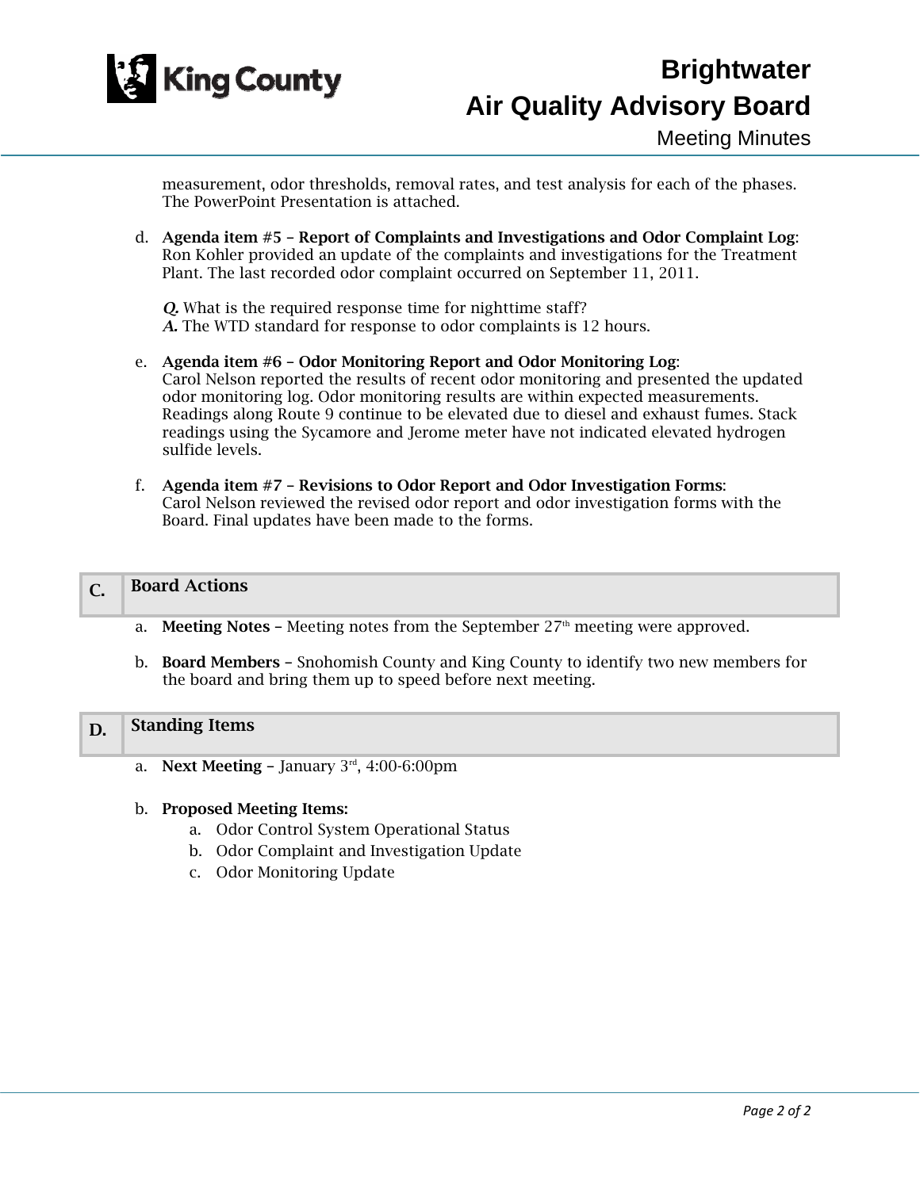measurement, odor thresholds, removal rates, and test analysis for each of the phases. The PowerPoint Presentation is attached.

d. **Agenda item #5 – Report of Complaints and Investigations and Odor Complaint Log**: Ron Kohler provided an update of the complaints and investigations for the Treatment Plant. The last recorded odor complaint occurred on September 11, 2011.

   ***Q.*** What is the required response time for nighttime staff?
   ***A.*** The WTD standard for response to odor complaints is 12 hours.

e. **Agenda item #6 – Odor Monitoring Report and Odor Monitoring Log**: Carol Nelson reported the results of recent odor monitoring and presented the updated odor monitoring log. Odor monitoring results are within expected measurements. Readings along Route 9 continue to be elevated due to diesel and exhaust fumes. Stack readings using the Sycamore and Jerome meter have not indicated elevated hydrogen sulfide levels.

f. **Agenda item #7 – Revisions to Odor Report and Odor Investigation Forms**: Carol Nelson reviewed the revised odor report and odor investigation forms with the Board. Final updates have been made to the forms.

## C. Board Actions

a. **Meeting Notes** – Meeting notes from the September 27th meeting were approved.

b. **Board Members** – Snohomish County and King County to identify two new members for the board and bring them up to speed before next meeting.

## D. Standing Items

a. **Next Meeting** – January 3rd, 4:00-6:00pm

b. **Proposed Meeting Items:**
   a. Odor Control System Operational Status
   b. Odor Complaint and Investigation Update
   c. Odor Monitoring Update